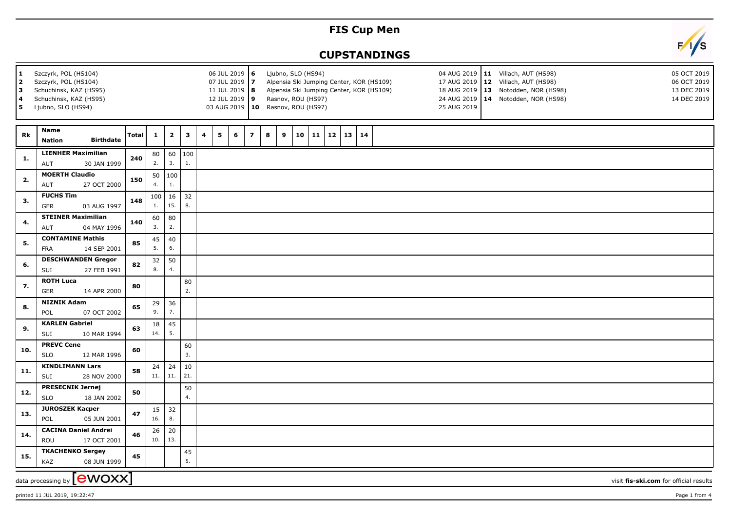# FIS Cup Men

## CUPSTANDINGS

| # | Venue | Date |
|---|---|---|
| 1 | Szczyrk, POL (HS104) | 06 JUL 2019 |
| 2 | Szczyrk, POL (HS104) | 07 JUL 2019 |
| 3 | Schuchinsk, KAZ (HS95) | 11 JUL 2019 |
| 4 | Schuchinsk, KAZ (HS95) | 12 JUL 2019 |
| 5 | Ljubno, SLO (HS94) | 03 AUG 2019 |
| 6 | Ljubno, SLO (HS94) | 04 AUG 2019 |
| 7 | Alpensia Ski Jumping Center, KOR (HS109) | 17 AUG 2019 |
| 8 | Alpensia Ski Jumping Center, KOR (HS109) | 18 AUG 2019 |
| 9 | Rasnov, ROU (HS97) | 24 AUG 2019 |
| 10 | Rasnov, ROU (HS97) | 25 AUG 2019 |
| 11 | Villach, AUT (HS98) | 05 OCT 2019 |
| 12 | Villach, AUT (HS98) | 06 OCT 2019 |
| 13 | Notodden, NOR (HS98) | 13 DEC 2019 |
| 14 | Notodden, NOR (HS98) | 14 DEC 2019 |

| Rk | Name | Nation | Birthdate | Total | 1 | 2 | 3 | 4 | 5 | 6 | 7 | 8 | 9 | 10 | 11 | 12 | 13 | 14 |
|---|---|---|---|---|---|---|---|---|---|---|---|---|---|---|---|---|---|---|
| 1. | LIENHER Maximilian | AUT | 30 JAN 1999 | 240 | 80 (2.) | 60 (3.) | 100 (1.) | | | | | | | | | | | |
| 2. | MOERTH Claudio | AUT | 27 OCT 2000 | 150 | 50 (4.) | 100 (1.) | | | | | | | | | | | | |
| 3. | FUCHS Tim | GER | 03 AUG 1997 | 148 | 100 (1.) | 16 (15.) | 32 (8.) | | | | | | | | | | | |
| 4. | STEINER Maximilian | AUT | 04 MAY 1996 | 140 | 60 (3.) | 80 (2.) | | | | | | | | | | | | |
| 5. | CONTAMINE Mathis | FRA | 14 SEP 2001 | 85 | 45 (5.) | 40 (6.) | | | | | | | | | | | | |
| 6. | DESCHWANDEN Gregor | SUI | 27 FEB 1991 | 82 | 32 (8.) | 50 (4.) | | | | | | | | | | | | |
| 7. | ROTH Luca | GER | 14 APR 2000 | 80 | | | 80 (2.) | | | | | | | | | | | |
| 8. | NIZNIK Adam | POL | 07 OCT 2002 | 65 | 29 (9.) | 36 (7.) | | | | | | | | | | | | |
| 9. | KARLEN Gabriel | SUI | 10 MAR 1994 | 63 | 18 (14.) | 45 (5.) | | | | | | | | | | | | |
| 10. | PREVC Cene | SLO | 12 MAR 1996 | 60 | | | 60 (3.) | | | | | | | | | | | |
| 11. | KINDLIMANN Lars | SUI | 28 NOV 2000 | 58 | 24 (11.) | 24 (11.) | 10 (21.) | | | | | | | | | | | |
| 12. | PRESECNIK Jernej | SLO | 18 JAN 2002 | 50 | | | 50 (4.) | | | | | | | | | | | |
| 13. | JUROSZEK Kacper | POL | 05 JUN 2001 | 47 | 15 (16.) | 32 (8.) | | | | | | | | | | | | |
| 14. | CACINA Daniel Andrei | ROU | 17 OCT 2001 | 46 | 26 (10.) | 20 (13.) | | | | | | | | | | | | |
| 15. | TKACHENKO Sergey | KAZ | 08 JUN 1999 | 45 | | | 45 (5.) | | | | | | | | | | | |

data processing by [ewoxx]

visit **fis-ski.com** for official results

printed 11 JUL 2019, 19:22:47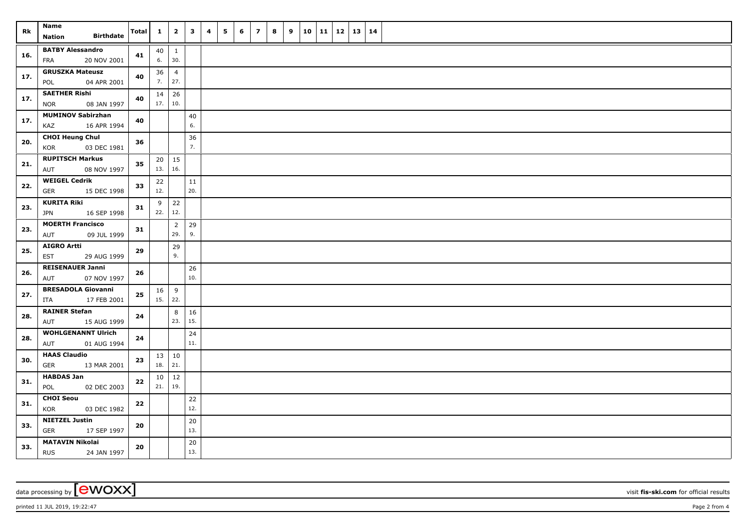| Rk | Name<br>Nation Birthdate | Total | 1 | 2 | 3 | 4 | 5 | 6 | 7 | 8 | 9 | 10 | 11 | 12 | 13 | 14 |
|---|---|---|---|---|---|---|---|---|---|---|---|---|---|---|---|---|
| 16. | BATBY Alessandro<br>FRA 20 NOV 2001 | 41 | 40<br>6. | 1<br>30. | | | | | | | | | | | | |
| 17. | GRUSZKA Mateusz<br>POL 04 APR 2001 | 40 | 36<br>7. | 4<br>27. | | | | | | | | | | | | |
| 17. | SAETHER Rishi<br>NOR 08 JAN 1997 | 40 | 14<br>17. | 26<br>10. | | | | | | | | | | | | |
| 17. | MUMINOV Sabirzhan<br>KAZ 16 APR 1994 | 40 | | | 40<br>6. | | | | | | | | | | | |
| 20. | CHOI Heung Chul<br>KOR 03 DEC 1981 | 36 | | | 36<br>7. | | | | | | | | | | | |
| 21. | RUPITSCH Markus<br>AUT 08 NOV 1997 | 35 | 20<br>13. | 15<br>16. | | | | | | | | | | | | |
| 22. | WEIGEL Cedrik<br>GER 15 DEC 1998 | 33 | 22<br>12. | | 11<br>20. | | | | | | | | | | | |
| 23. | KURITA Riki<br>JPN 16 SEP 1998 | 31 | 9<br>22. | 22<br>12. | | | | | | | | | | | | |
| 23. | MOERTH Francisco<br>AUT 09 JUL 1999 | 31 | | 2<br>29. | 29<br>9. | | | | | | | | | | | |
| 25. | AIGRO Artti<br>EST 29 AUG 1999 | 29 | | 29<br>9. | | | | | | | | | | | | |
| 26. | REISENAUER Janni<br>AUT 07 NOV 1997 | 26 | | | 26<br>10. | | | | | | | | | | | |
| 27. | BRESADOLA Giovanni<br>ITA 17 FEB 2001 | 25 | 16<br>15. | 9<br>22. | | | | | | | | | | | | |
| 28. | RAINER Stefan<br>AUT 15 AUG 1999 | 24 | | 8<br>23. | 16<br>15. | | | | | | | | | | | |
| 28. | WOHLGENANNT Ulrich<br>AUT 01 AUG 1994 | 24 | | | 24<br>11. | | | | | | | | | | | |
| 30. | HAAS Claudio<br>GER 13 MAR 2001 | 23 | 13<br>18. | 10<br>21. | | | | | | | | | | | | |
| 31. | HABDAS Jan<br>POL 02 DEC 2003 | 22 | 10<br>21. | 12<br>19. | | | | | | | | | | | | |
| 31. | CHOI Seou<br>KOR 03 DEC 1982 | 22 | | | 22<br>12. | | | | | | | | | | | |
| 33. | NIETZEL Justin<br>GER 17 SEP 1997 | 20 | | | 20<br>13. | | | | | | | | | | | |
| 33. | MATAVIN Nikolai<br>RUS 24 JAN 1997 | 20 | | | 20<br>13. | | | | | | | | | | | |

data processing by [ewoxx] visit fis-ski.com for official results

printed 11 JUL 2019, 19:22:47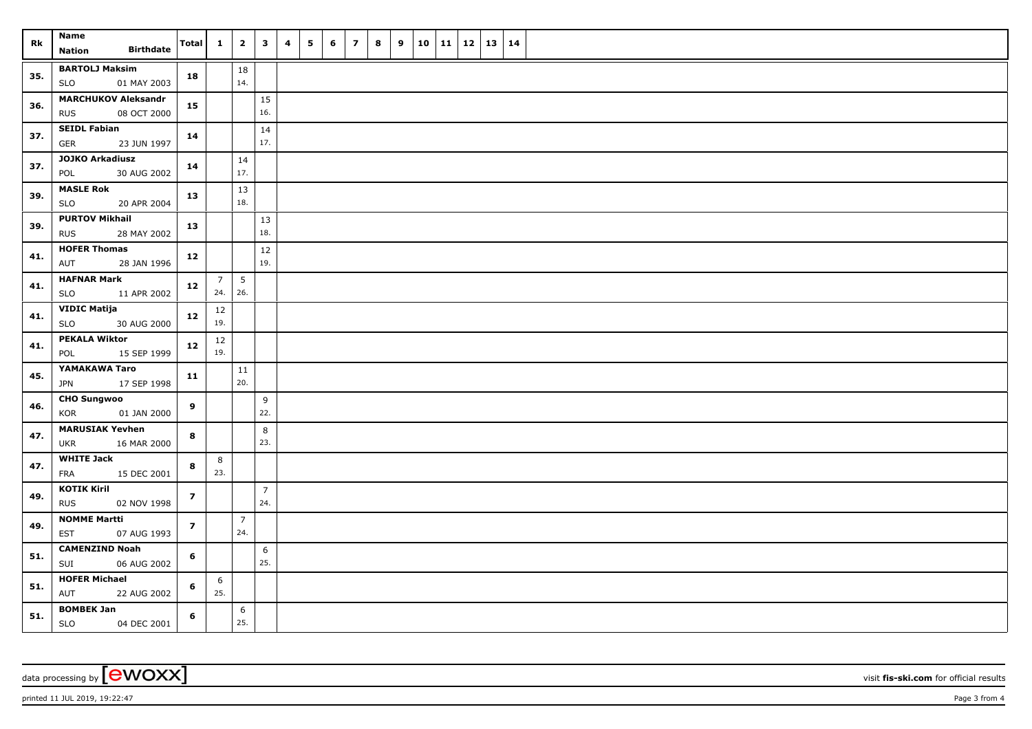| Rk | Name<br>Nation Birthdate | Total | 1 | 2 | 3 | 4 | 5 | 6 | 7 | 8 | 9 | 10 | 11 | 12 | 13 | 14 |
|---|---|---|---|---|---|---|---|---|---|---|---|---|---|---|---|---|
| 35. | BARTOLJ Maksim<br>SLO 01 MAY 2003 | 18 | | 18<br>14. | | | | | | | | | | | | |
| 36. | MARCHUKOV Aleksandr<br>RUS 08 OCT 2000 | 15 | | | 15<br>16. | | | | | | | | | | | |
| 37. | SEIDL Fabian<br>GER 23 JUN 1997 | 14 | | | 14<br>17. | | | | | | | | | | | |
| 37. | JOJKO Arkadiusz<br>POL 30 AUG 2002 | 14 | | 14<br>17. | | | | | | | | | | | | |
| 39. | MASLE Rok<br>SLO 20 APR 2004 | 13 | | 13<br>18. | | | | | | | | | | | | |
| 39. | PURTOV Mikhail<br>RUS 28 MAY 2002 | 13 | | | 13<br>18. | | | | | | | | | | | |
| 41. | HOFER Thomas<br>AUT 28 JAN 1996 | 12 | | | 12<br>19. | | | | | | | | | | | |
| 41. | HAFNAR Mark<br>SLO 11 APR 2002 | 12 | 7<br>24. | 5<br>26. | | | | | | | | | | | | |
| 41. | VIDIC Matija<br>SLO 30 AUG 2000 | 12 | 12<br>19. | | | | | | | | | | | | | |
| 41. | PEKALA Wiktor<br>POL 15 SEP 1999 | 12 | 12<br>19. | | | | | | | | | | | | | |
| 45. | YAMAKAWA Taro<br>JPN 17 SEP 1998 | 11 | | 11<br>20. | | | | | | | | | | | | |
| 46. | CHO Sungwoo<br>KOR 01 JAN 2000 | 9 | | | 9<br>22. | | | | | | | | | | | |
| 47. | MARUSIAK Yevhen<br>UKR 16 MAR 2000 | 8 | | | 8<br>23. | | | | | | | | | | | |
| 47. | WHITE Jack<br>FRA 15 DEC 2001 | 8 | 8<br>23. | | | | | | | | | | | | | |
| 49. | KOTIK Kiril<br>RUS 02 NOV 1998 | 7 | | | 7<br>24. | | | | | | | | | | | |
| 49. | NOMME Martti<br>EST 07 AUG 1993 | 7 | | 7<br>24. | | | | | | | | | | | | |
| 51. | CAMENZIND Noah<br>SUI 06 AUG 2002 | 6 | | | 6<br>25. | | | | | | | | | | | |
| 51. | HOFER Michael<br>AUT 22 AUG 2002 | 6 | 6<br>25. | | | | | | | | | | | | | |
| 51. | BOMBEK Jan<br>SLO 04 DEC 2001 | 6 | | 6<br>25. | | | | | | | | | | | | |

data processing by [ewoxx] visit fis-ski.com for official results

printed 11 JUL 2019, 19:22:47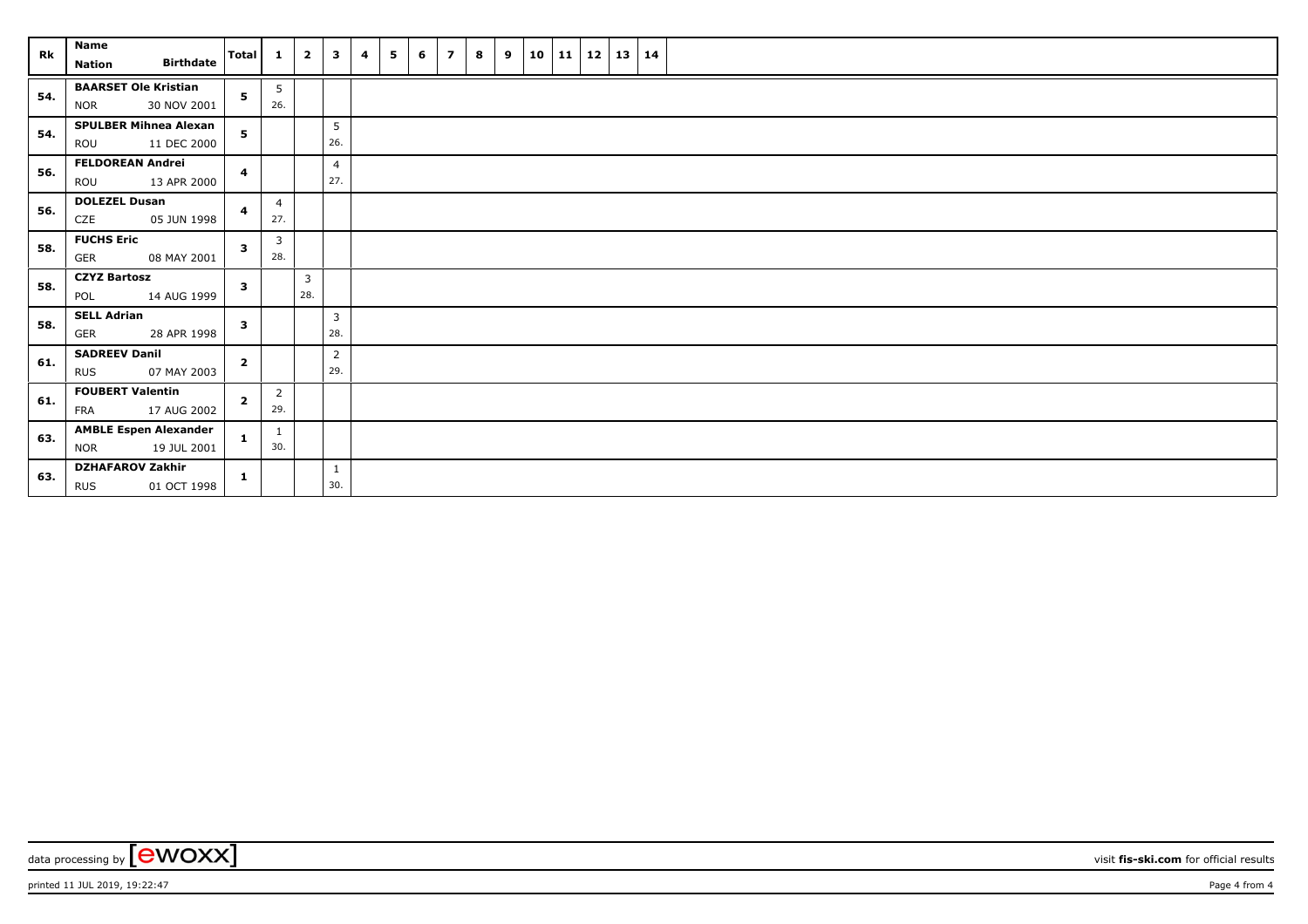| Rk | Name<br>Nation Birthdate | Total | 1 | 2 | 3 | 4 | 5 | 6 | 7 | 8 | 9 | 10 | 11 | 12 | 13 | 14 |
|---|---|---|---|---|---|---|---|---|---|---|---|---|---|---|---|---|
| 54. | **BAARSET Ole Kristian**<br>NOR 30 NOV 2001 | **5** | 5<br>26. | | | | | | | | | | | | | |
| 54. | **SPULBER Mihnea Alexan**<br>ROU 11 DEC 2000 | **5** | | | 5<br>26. | | | | | | | | | | | |
| 56. | **FELDOREAN Andrei**<br>ROU 13 APR 2000 | **4** | | | 4<br>27. | | | | | | | | | | | |
| 56. | **DOLEZEL Dusan**<br>CZE 05 JUN 1998 | **4** | 4<br>27. | | | | | | | | | | | | | |
| 58. | **FUCHS Eric**<br>GER 08 MAY 2001 | **3** | 3<br>28. | | | | | | | | | | | | | |
| 58. | **CZYZ Bartosz**<br>POL 14 AUG 1999 | **3** | | 3<br>28. | | | | | | | | | | | | |
| 58. | **SELL Adrian**<br>GER 28 APR 1998 | **3** | | | 3<br>28. | | | | | | | | | | | |
| 61. | **SADREEV Danil**<br>RUS 07 MAY 2003 | **2** | | | 2<br>29. | | | | | | | | | | | |
| 61. | **FOUBERT Valentin**<br>FRA 17 AUG 2002 | **2** | 2<br>29. | | | | | | | | | | | | | |
| 63. | **AMBLE Espen Alexander**<br>NOR 19 JUL 2001 | **1** | 1<br>30. | | | | | | | | | | | | | |
| 63. | **DZHAFAROV Zakhir**<br>RUS 01 OCT 1998 | **1** | | | 1<br>30. | | | | | | | | | | | |

data processing by [ewoxx]

visit **fis-ski.com** for official results

printed 11 JUL 2019, 19:22:47